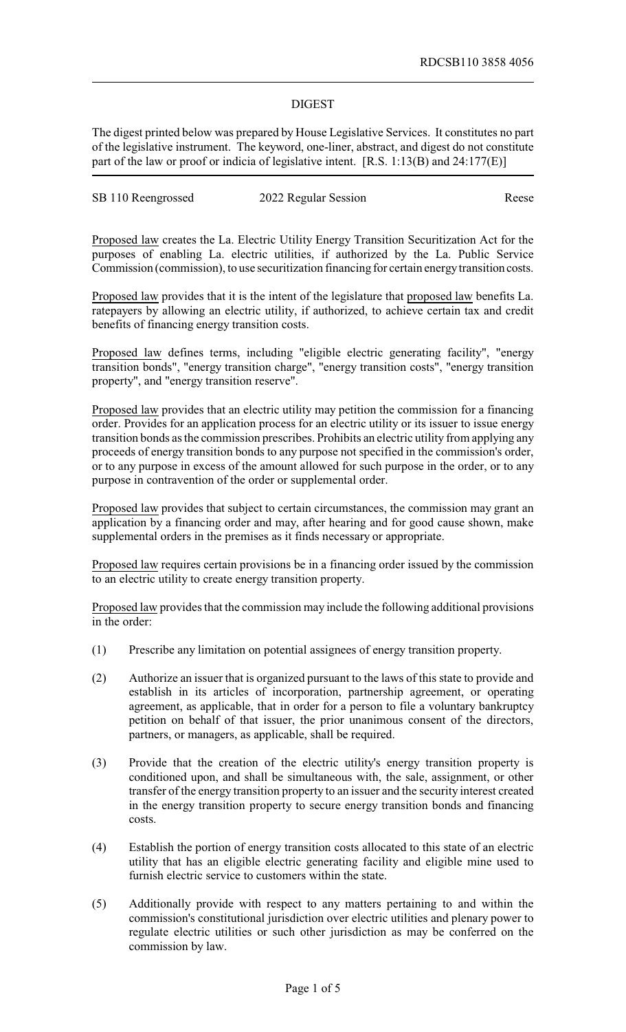RDCSB110 3858 4056

# DIGEST

The digest printed below was prepared by House Legislative Services. It constitutes no part of the legislative instrument. The keyword, one-liner, abstract, and digest do not constitute part of the law or proof or indicia of legislative intent. [R.S. 1:13(B) and 24:177(E)]

| SB 110 Reengrossed | 2022 Regular Session | Reese |
|---|---|---|

Proposed law creates the La. Electric Utility Energy Transition Securitization Act for the purposes of enabling La. electric utilities, if authorized by the La. Public Service Commission (commission), to use securitization financing for certain energy transition costs.

Proposed law provides that it is the intent of the legislature that proposed law benefits La. ratepayers by allowing an electric utility, if authorized, to achieve certain tax and credit benefits of financing energy transition costs.

Proposed law defines terms, including "eligible electric generating facility", "energy transition bonds", "energy transition charge", "energy transition costs", "energy transition property", and "energy transition reserve".

Proposed law provides that an electric utility may petition the commission for a financing order. Provides for an application process for an electric utility or its issuer to issue energy transition bonds as the commission prescribes. Prohibits an electric utility from applying any proceeds of energy transition bonds to any purpose not specified in the commission's order, or to any purpose in excess of the amount allowed for such purpose in the order, or to any purpose in contravention of the order or supplemental order.

Proposed law provides that subject to certain circumstances, the commission may grant an application by a financing order and may, after hearing and for good cause shown, make supplemental orders in the premises as it finds necessary or appropriate.

Proposed law requires certain provisions be in a financing order issued by the commission to an electric utility to create energy transition property.

Proposed law provides that the commission may include the following additional provisions in the order:

(1) Prescribe any limitation on potential assignees of energy transition property.

(2) Authorize an issuer that is organized pursuant to the laws of this state to provide and establish in its articles of incorporation, partnership agreement, or operating agreement, as applicable, that in order for a person to file a voluntary bankruptcy petition on behalf of that issuer, the prior unanimous consent of the directors, partners, or managers, as applicable, shall be required.

(3) Provide that the creation of the electric utility's energy transition property is conditioned upon, and shall be simultaneous with, the sale, assignment, or other transfer of the energy transition property to an issuer and the security interest created in the energy transition property to secure energy transition bonds and financing costs.

(4) Establish the portion of energy transition costs allocated to this state of an electric utility that has an eligible electric generating facility and eligible mine used to furnish electric service to customers within the state.

(5) Additionally provide with respect to any matters pertaining to and within the commission's constitutional jurisdiction over electric utilities and plenary power to regulate electric utilities or such other jurisdiction as may be conferred on the commission by law.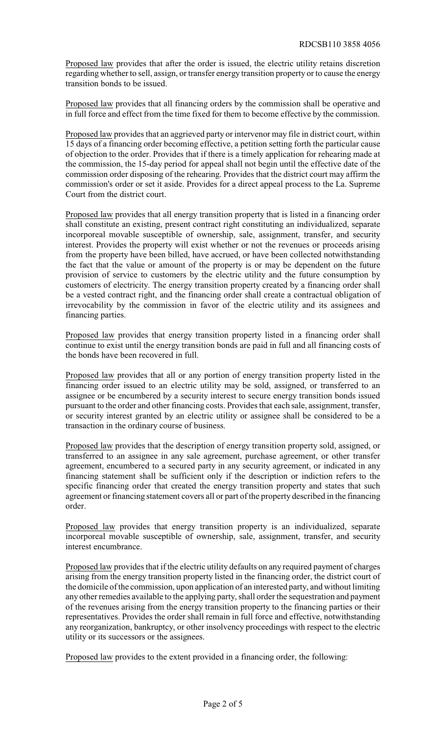Proposed law provides that after the order is issued, the electric utility retains discretion regarding whether to sell, assign, or transfer energy transition property or to cause the energy transition bonds to be issued.

Proposed law provides that all financing orders by the commission shall be operative and in full force and effect from the time fixed for them to become effective by the commission.

Proposed law provides that an aggrieved party or intervenor may file in district court, within 15 days of a financing order becoming effective, a petition setting forth the particular cause of objection to the order. Provides that if there is a timely application for rehearing made at the commission, the 15-day period for appeal shall not begin until the effective date of the commission order disposing of the rehearing. Provides that the district court may affirm the commission's order or set it aside. Provides for a direct appeal process to the La. Supreme Court from the district court.

Proposed law provides that all energy transition property that is listed in a financing order shall constitute an existing, present contract right constituting an individualized, separate incorporeal movable susceptible of ownership, sale, assignment, transfer, and security interest. Provides the property will exist whether or not the revenues or proceeds arising from the property have been billed, have accrued, or have been collected notwithstanding the fact that the value or amount of the property is or may be dependent on the future provision of service to customers by the electric utility and the future consumption by customers of electricity. The energy transition property created by a financing order shall be a vested contract right, and the financing order shall create a contractual obligation of irrevocability by the commission in favor of the electric utility and its assignees and financing parties.

Proposed law provides that energy transition property listed in a financing order shall continue to exist until the energy transition bonds are paid in full and all financing costs of the bonds have been recovered in full.

Proposed law provides that all or any portion of energy transition property listed in the financing order issued to an electric utility may be sold, assigned, or transferred to an assignee or be encumbered by a security interest to secure energy transition bonds issued pursuant to the order and other financing costs. Provides that each sale, assignment, transfer, or security interest granted by an electric utility or assignee shall be considered to be a transaction in the ordinary course of business.

Proposed law provides that the description of energy transition property sold, assigned, or transferred to an assignee in any sale agreement, purchase agreement, or other transfer agreement, encumbered to a secured party in any security agreement, or indicated in any financing statement shall be sufficient only if the description or indiction refers to the specific financing order that created the energy transition property and states that such agreement or financing statement covers all or part of the property described in the financing order.

Proposed law provides that energy transition property is an individualized, separate incorporeal movable susceptible of ownership, sale, assignment, transfer, and security interest encumbrance.

Proposed law provides that if the electric utility defaults on any required payment of charges arising from the energy transition property listed in the financing order, the district court of the domicile of the commission, upon application of an interested party, and without limiting any other remedies available to the applying party, shall order the sequestration and payment of the revenues arising from the energy transition property to the financing parties or their representatives. Provides the order shall remain in full force and effective, notwithstanding any reorganization, bankruptcy, or other insolvency proceedings with respect to the electric utility or its successors or the assignees.

Proposed law provides to the extent provided in a financing order, the following: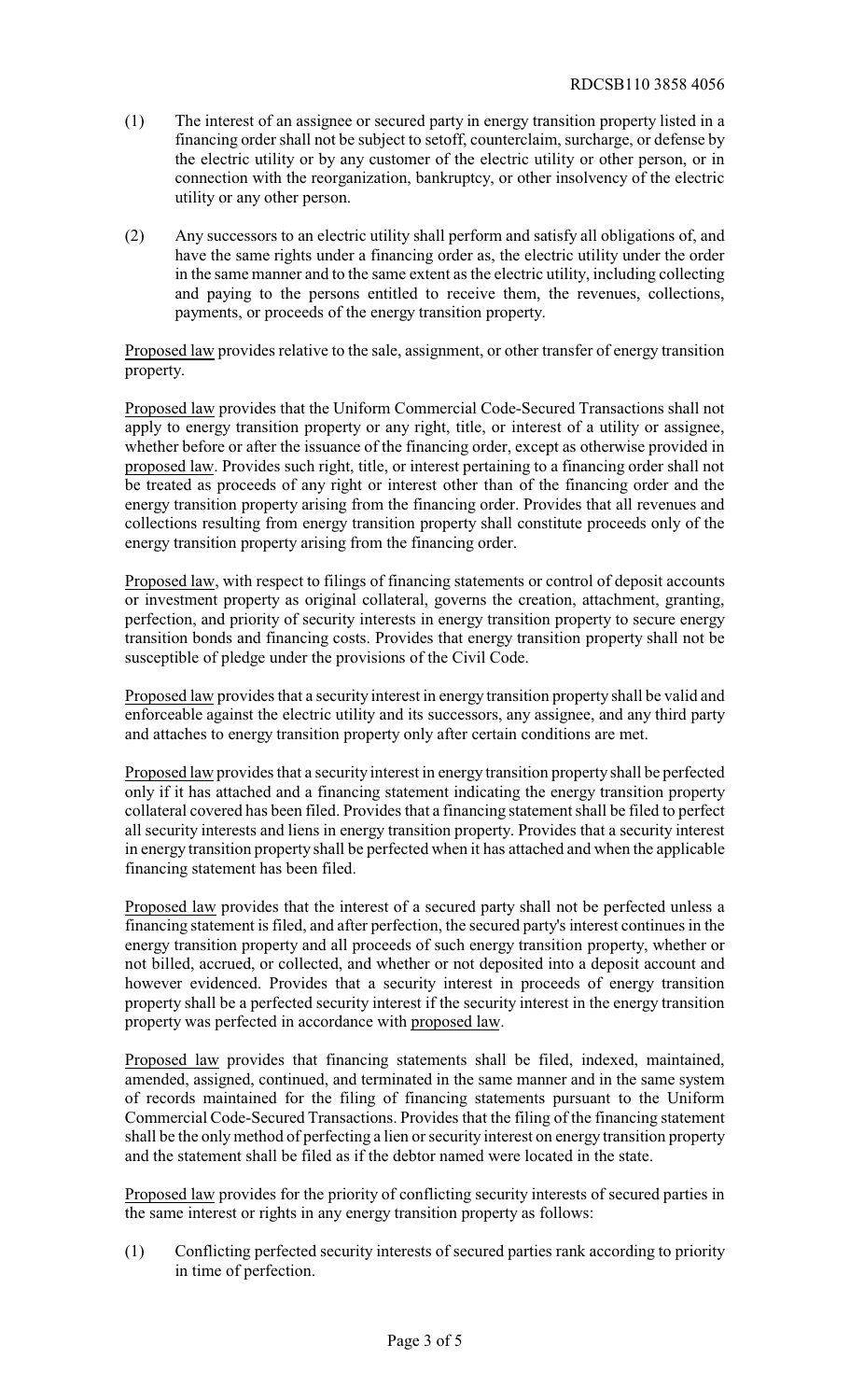(1) The interest of an assignee or secured party in energy transition property listed in a financing order shall not be subject to setoff, counterclaim, surcharge, or defense by the electric utility or by any customer of the electric utility or other person, or in connection with the reorganization, bankruptcy, or other insolvency of the electric utility or any other person.

(2) Any successors to an electric utility shall perform and satisfy all obligations of, and have the same rights under a financing order as, the electric utility under the order in the same manner and to the same extent as the electric utility, including collecting and paying to the persons entitled to receive them, the revenues, collections, payments, or proceeds of the energy transition property.

Proposed law provides relative to the sale, assignment, or other transfer of energy transition property.

Proposed law provides that the Uniform Commercial Code-Secured Transactions shall not apply to energy transition property or any right, title, or interest of a utility or assignee, whether before or after the issuance of the financing order, except as otherwise provided in proposed law. Provides such right, title, or interest pertaining to a financing order shall not be treated as proceeds of any right or interest other than of the financing order and the energy transition property arising from the financing order. Provides that all revenues and collections resulting from energy transition property shall constitute proceeds only of the energy transition property arising from the financing order.

Proposed law, with respect to filings of financing statements or control of deposit accounts or investment property as original collateral, governs the creation, attachment, granting, perfection, and priority of security interests in energy transition property to secure energy transition bonds and financing costs. Provides that energy transition property shall not be susceptible of pledge under the provisions of the Civil Code.

Proposed law provides that a security interest in energy transition property shall be valid and enforceable against the electric utility and its successors, any assignee, and any third party and attaches to energy transition property only after certain conditions are met.

Proposed law provides that a security interest in energy transition property shall be perfected only if it has attached and a financing statement indicating the energy transition property collateral covered has been filed. Provides that a financing statement shall be filed to perfect all security interests and liens in energy transition property. Provides that a security interest in energy transition property shall be perfected when it has attached and when the applicable financing statement has been filed.

Proposed law provides that the interest of a secured party shall not be perfected unless a financing statement is filed, and after perfection, the secured party's interest continues in the energy transition property and all proceeds of such energy transition property, whether or not billed, accrued, or collected, and whether or not deposited into a deposit account and however evidenced. Provides that a security interest in proceeds of energy transition property shall be a perfected security interest if the security interest in the energy transition property was perfected in accordance with proposed law.

Proposed law provides that financing statements shall be filed, indexed, maintained, amended, assigned, continued, and terminated in the same manner and in the same system of records maintained for the filing of financing statements pursuant to the Uniform Commercial Code-Secured Transactions. Provides that the filing of the financing statement shall be the only method of perfecting a lien or security interest on energy transition property and the statement shall be filed as if the debtor named were located in the state.

Proposed law provides for the priority of conflicting security interests of secured parties in the same interest or rights in any energy transition property as follows:

(1) Conflicting perfected security interests of secured parties rank according to priority in time of perfection.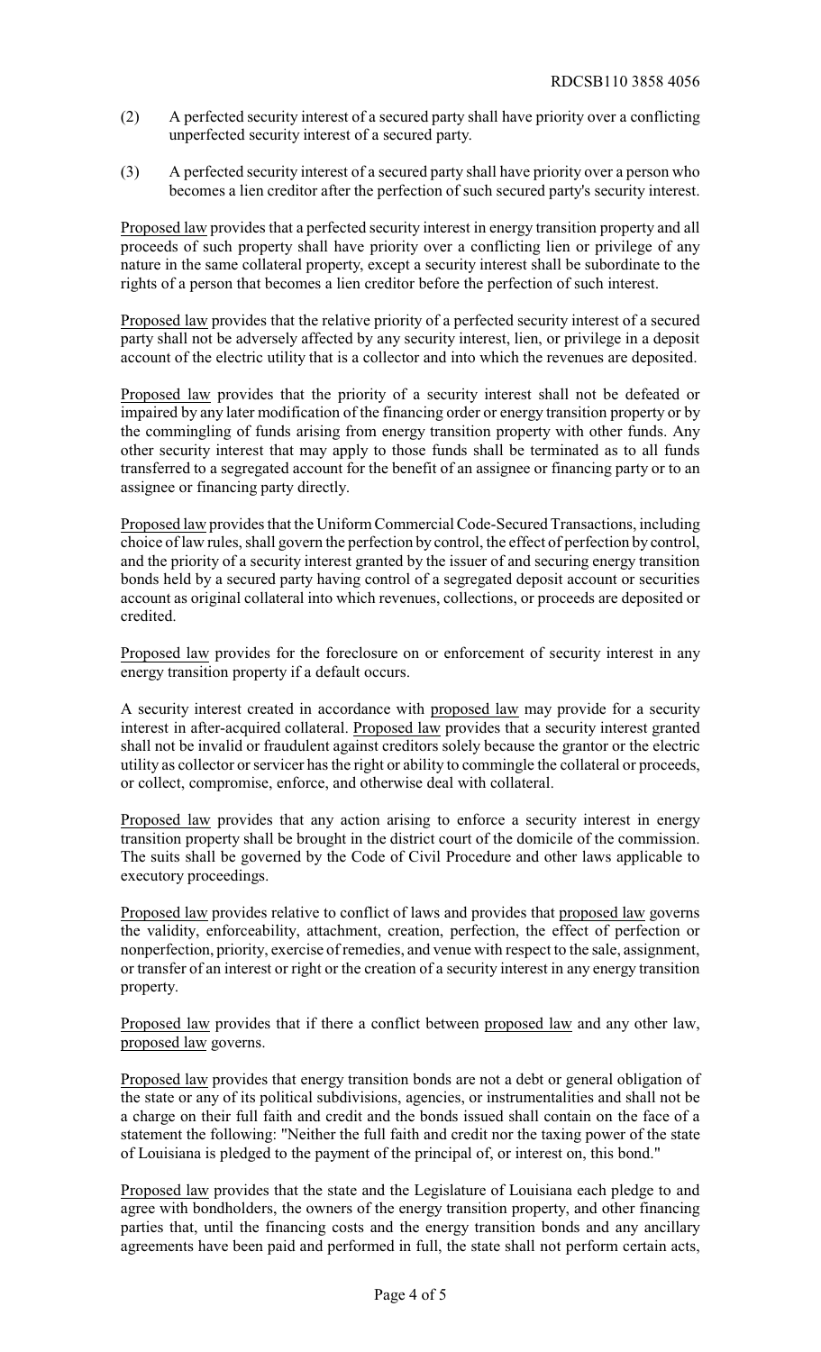(2) A perfected security interest of a secured party shall have priority over a conflicting unperfected security interest of a secured party.

(3) A perfected security interest of a secured party shall have priority over a person who becomes a lien creditor after the perfection of such secured party's security interest.

Proposed law provides that a perfected security interest in energy transition property and all proceeds of such property shall have priority over a conflicting lien or privilege of any nature in the same collateral property, except a security interest shall be subordinate to the rights of a person that becomes a lien creditor before the perfection of such interest.

Proposed law provides that the relative priority of a perfected security interest of a secured party shall not be adversely affected by any security interest, lien, or privilege in a deposit account of the electric utility that is a collector and into which the revenues are deposited.

Proposed law provides that the priority of a security interest shall not be defeated or impaired by any later modification of the financing order or energy transition property or by the commingling of funds arising from energy transition property with other funds. Any other security interest that may apply to those funds shall be terminated as to all funds transferred to a segregated account for the benefit of an assignee or financing party or to an assignee or financing party directly.

Proposed law provides that the Uniform Commercial Code-Secured Transactions, including choice of law rules, shall govern the perfection by control, the effect of perfection by control, and the priority of a security interest granted by the issuer of and securing energy transition bonds held by a secured party having control of a segregated deposit account or securities account as original collateral into which revenues, collections, or proceeds are deposited or credited.

Proposed law provides for the foreclosure on or enforcement of security interest in any energy transition property if a default occurs.

A security interest created in accordance with proposed law may provide for a security interest in after-acquired collateral. Proposed law provides that a security interest granted shall not be invalid or fraudulent against creditors solely because the grantor or the electric utility as collector or servicer has the right or ability to commingle the collateral or proceeds, or collect, compromise, enforce, and otherwise deal with collateral.

Proposed law provides that any action arising to enforce a security interest in energy transition property shall be brought in the district court of the domicile of the commission. The suits shall be governed by the Code of Civil Procedure and other laws applicable to executory proceedings.

Proposed law provides relative to conflict of laws and provides that proposed law governs the validity, enforceability, attachment, creation, perfection, the effect of perfection or nonperfection, priority, exercise of remedies, and venue with respect to the sale, assignment, or transfer of an interest or right or the creation of a security interest in any energy transition property.

Proposed law provides that if there a conflict between proposed law and any other law, proposed law governs.

Proposed law provides that energy transition bonds are not a debt or general obligation of the state or any of its political subdivisions, agencies, or instrumentalities and shall not be a charge on their full faith and credit and the bonds issued shall contain on the face of a statement the following: "Neither the full faith and credit nor the taxing power of the state of Louisiana is pledged to the payment of the principal of, or interest on, this bond."

Proposed law provides that the state and the Legislature of Louisiana each pledge to and agree with bondholders, the owners of the energy transition property, and other financing parties that, until the financing costs and the energy transition bonds and any ancillary agreements have been paid and performed in full, the state shall not perform certain acts,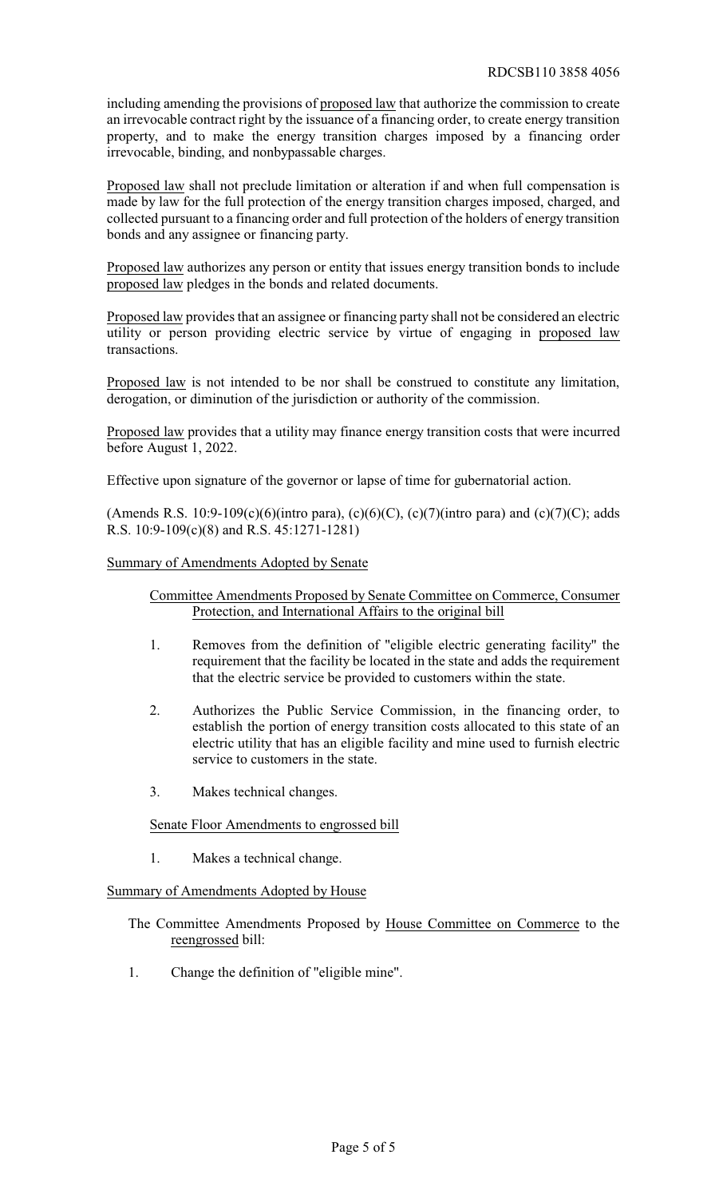including amending the provisions of proposed law that authorize the commission to create an irrevocable contract right by the issuance of a financing order, to create energy transition property, and to make the energy transition charges imposed by a financing order irrevocable, binding, and nonbypassable charges.

Proposed law shall not preclude limitation or alteration if and when full compensation is made by law for the full protection of the energy transition charges imposed, charged, and collected pursuant to a financing order and full protection of the holders of energy transition bonds and any assignee or financing party.

Proposed law authorizes any person or entity that issues energy transition bonds to include proposed law pledges in the bonds and related documents.

Proposed law provides that an assignee or financing party shall not be considered an electric utility or person providing electric service by virtue of engaging in proposed law transactions.

Proposed law is not intended to be nor shall be construed to constitute any limitation, derogation, or diminution of the jurisdiction or authority of the commission.

Proposed law provides that a utility may finance energy transition costs that were incurred before August 1, 2022.

Effective upon signature of the governor or lapse of time for gubernatorial action.

(Amends R.S. 10:9-109(c)(6)(intro para), (c)(6)(C), (c)(7)(intro para) and (c)(7)(C); adds R.S. 10:9-109(c)(8) and R.S. 45:1271-1281)

Summary of Amendments Adopted by Senate

Committee Amendments Proposed by Senate Committee on Commerce, Consumer Protection, and International Affairs to the original bill

1. Removes from the definition of "eligible electric generating facility" the requirement that the facility be located in the state and adds the requirement that the electric service be provided to customers within the state.
2. Authorizes the Public Service Commission, in the financing order, to establish the portion of energy transition costs allocated to this state of an electric utility that has an eligible facility and mine used to furnish electric service to customers in the state.
3. Makes technical changes.

Senate Floor Amendments to engrossed bill

1. Makes a technical change.

Summary of Amendments Adopted by House

The Committee Amendments Proposed by House Committee on Commerce to the reengrossed bill:

1. Change the definition of "eligible mine".